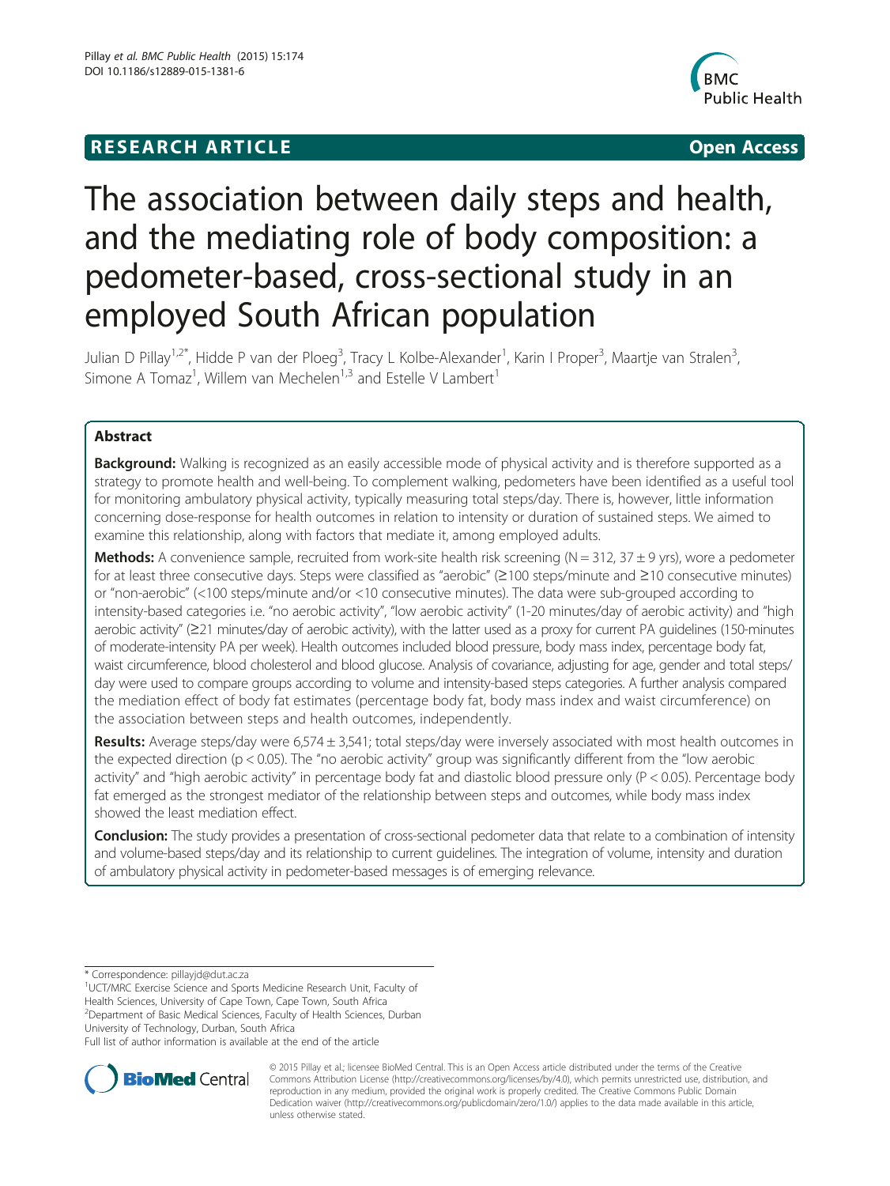**RESEARCH ARTICLE** **Open Access**

# The association between daily steps and health, and the mediating role of body composition: a pedometer-based, cross-sectional study in an employed South African population

Julian D Pillay[1,2*], Hidde P van der Ploeg[3], Tracy L Kolbe-Alexander[1], Karin I Proper[3], Maartje van Stralen[3], Simone A Tomaz[1], Willem van Mechelen[1,3] and Estelle V Lambert[1]

## Abstract

**Background:** Walking is recognized as an easily accessible mode of physical activity and is therefore supported as a strategy to promote health and well-being. To complement walking, pedometers have been identified as a useful tool for monitoring ambulatory physical activity, typically measuring total steps/day. There is, however, little information concerning dose-response for health outcomes in relation to intensity or duration of sustained steps. We aimed to examine this relationship, along with factors that mediate it, among employed adults.

**Methods:** A convenience sample, recruited from work-site health risk screening (N = 312, 37 ± 9 yrs), wore a pedometer for at least three consecutive days. Steps were classified as "aerobic" (≥100 steps/minute and ≥10 consecutive minutes) or "non-aerobic" (<100 steps/minute and/or <10 consecutive minutes). The data were sub-grouped according to intensity-based categories i.e. "no aerobic activity", "low aerobic activity" (1-20 minutes/day of aerobic activity) and "high aerobic activity" (≥21 minutes/day of aerobic activity), with the latter used as a proxy for current PA guidelines (150-minutes of moderate-intensity PA per week). Health outcomes included blood pressure, body mass index, percentage body fat, waist circumference, blood cholesterol and blood glucose. Analysis of covariance, adjusting for age, gender and total steps/day were used to compare groups according to volume and intensity-based steps categories. A further analysis compared the mediation effect of body fat estimates (percentage body fat, body mass index and waist circumference) on the association between steps and health outcomes, independently.

**Results:** Average steps/day were 6,574 ± 3,541; total steps/day were inversely associated with most health outcomes in the expected direction ($p < 0.05$). The "no aerobic activity" group was significantly different from the "low aerobic activity" and "high aerobic activity" in percentage body fat and diastolic blood pressure only ($P < 0.05$). Percentage body fat emerged as the strongest mediator of the relationship between steps and outcomes, while body mass index showed the least mediation effect.

**Conclusion:** The study provides a presentation of cross-sectional pedometer data that relate to a combination of intensity and volume-based steps/day and its relationship to current guidelines. The integration of volume, intensity and duration of ambulatory physical activity in pedometer-based messages is of emerging relevance.

\* Correspondence: pillayjd@dut.ac.za
[1]UCT/MRC Exercise Science and Sports Medicine Research Unit, Faculty of Health Sciences, University of Cape Town, Cape Town, South Africa
[2]Department of Basic Medical Sciences, Faculty of Health Sciences, Durban University of Technology, Durban, South Africa
Full list of author information is available at the end of the article

© 2015 Pillay et al.; licensee BioMed Central. This is an Open Access article distributed under the terms of the Creative Commons Attribution License (http://creativecommons.org/licenses/by/4.0), which permits unrestricted use, distribution, and reproduction in any medium, provided the original work is properly credited. The Creative Commons Public Domain Dedication waiver (http://creativecommons.org/publicdomain/zero/1.0/) applies to the data made available in this article, unless otherwise stated.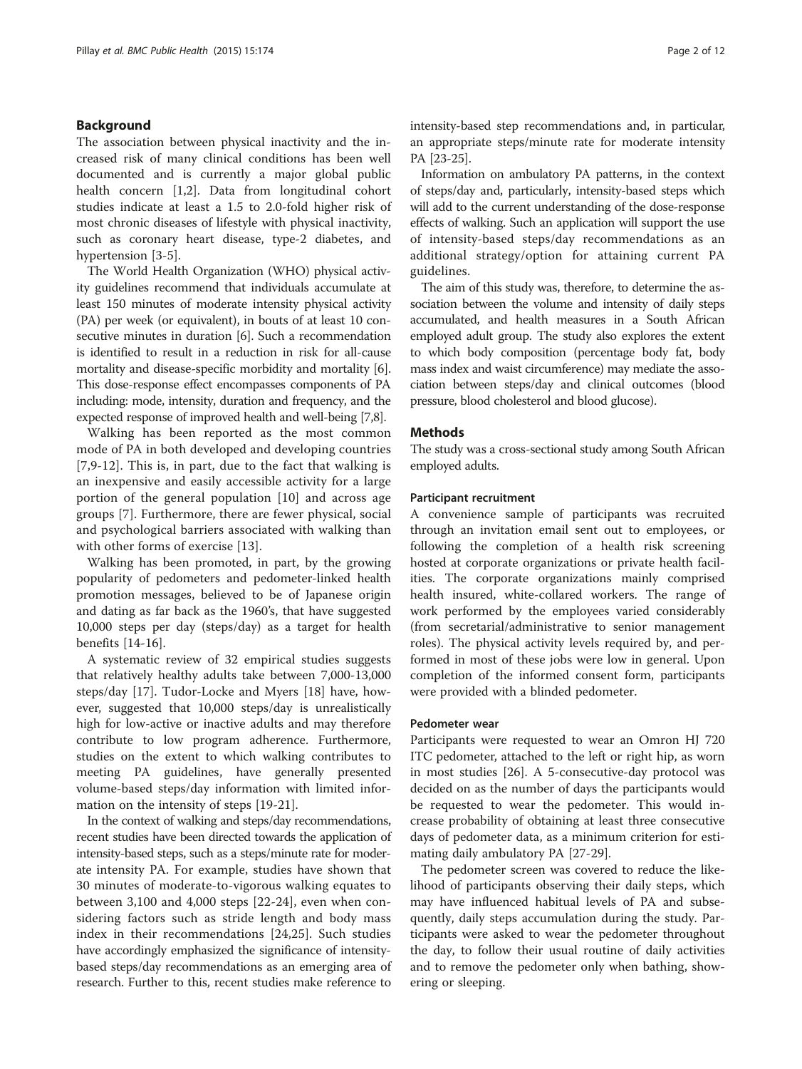## Background

The association between physical inactivity and the increased risk of many clinical conditions has been well documented and is currently a major global public health concern [1,2]. Data from longitudinal cohort studies indicate at least a 1.5 to 2.0-fold higher risk of most chronic diseases of lifestyle with physical inactivity, such as coronary heart disease, type-2 diabetes, and hypertension [3-5].

The World Health Organization (WHO) physical activity guidelines recommend that individuals accumulate at least 150 minutes of moderate intensity physical activity (PA) per week (or equivalent), in bouts of at least 10 consecutive minutes in duration [6]. Such a recommendation is identified to result in a reduction in risk for all-cause mortality and disease-specific morbidity and mortality [6]. This dose-response effect encompasses components of PA including: mode, intensity, duration and frequency, and the expected response of improved health and well-being [7,8].

Walking has been reported as the most common mode of PA in both developed and developing countries [7,9-12]. This is, in part, due to the fact that walking is an inexpensive and easily accessible activity for a large portion of the general population [10] and across age groups [7]. Furthermore, there are fewer physical, social and psychological barriers associated with walking than with other forms of exercise [13].

Walking has been promoted, in part, by the growing popularity of pedometers and pedometer-linked health promotion messages, believed to be of Japanese origin and dating as far back as the 1960's, that have suggested 10,000 steps per day (steps/day) as a target for health benefits [14-16].

A systematic review of 32 empirical studies suggests that relatively healthy adults take between 7,000-13,000 steps/day [17]. Tudor-Locke and Myers [18] have, however, suggested that 10,000 steps/day is unrealistically high for low-active or inactive adults and may therefore contribute to low program adherence. Furthermore, studies on the extent to which walking contributes to meeting PA guidelines, have generally presented volume-based steps/day information with limited information on the intensity of steps [19-21].

In the context of walking and steps/day recommendations, recent studies have been directed towards the application of intensity-based steps, such as a steps/minute rate for moderate intensity PA. For example, studies have shown that 30 minutes of moderate-to-vigorous walking equates to between 3,100 and 4,000 steps [22-24], even when considering factors such as stride length and body mass index in their recommendations [24,25]. Such studies have accordingly emphasized the significance of intensity-based steps/day recommendations as an emerging area of research. Further to this, recent studies make reference to intensity-based step recommendations and, in particular, an appropriate steps/minute rate for moderate intensity PA [23-25].

Information on ambulatory PA patterns, in the context of steps/day and, particularly, intensity-based steps which will add to the current understanding of the dose-response effects of walking. Such an application will support the use of intensity-based steps/day recommendations as an additional strategy/option for attaining current PA guidelines.

The aim of this study was, therefore, to determine the association between the volume and intensity of daily steps accumulated, and health measures in a South African employed adult group. The study also explores the extent to which body composition (percentage body fat, body mass index and waist circumference) may mediate the association between steps/day and clinical outcomes (blood pressure, blood cholesterol and blood glucose).

## Methods

The study was a cross-sectional study among South African employed adults.

### Participant recruitment

A convenience sample of participants was recruited through an invitation email sent out to employees, or following the completion of a health risk screening hosted at corporate organizations or private health facilities. The corporate organizations mainly comprised health insured, white-collared workers. The range of work performed by the employees varied considerably (from secretarial/administrative to senior management roles). The physical activity levels required by, and performed in most of these jobs were low in general. Upon completion of the informed consent form, participants were provided with a blinded pedometer.

### Pedometer wear

Participants were requested to wear an Omron HJ 720 ITC pedometer, attached to the left or right hip, as worn in most studies [26]. A 5-consecutive-day protocol was decided on as the number of days the participants would be requested to wear the pedometer. This would increase probability of obtaining at least three consecutive days of pedometer data, as a minimum criterion for estimating daily ambulatory PA [27-29].

The pedometer screen was covered to reduce the likelihood of participants observing their daily steps, which may have influenced habitual levels of PA and subsequently, daily steps accumulation during the study. Participants were asked to wear the pedometer throughout the day, to follow their usual routine of daily activities and to remove the pedometer only when bathing, showering or sleeping.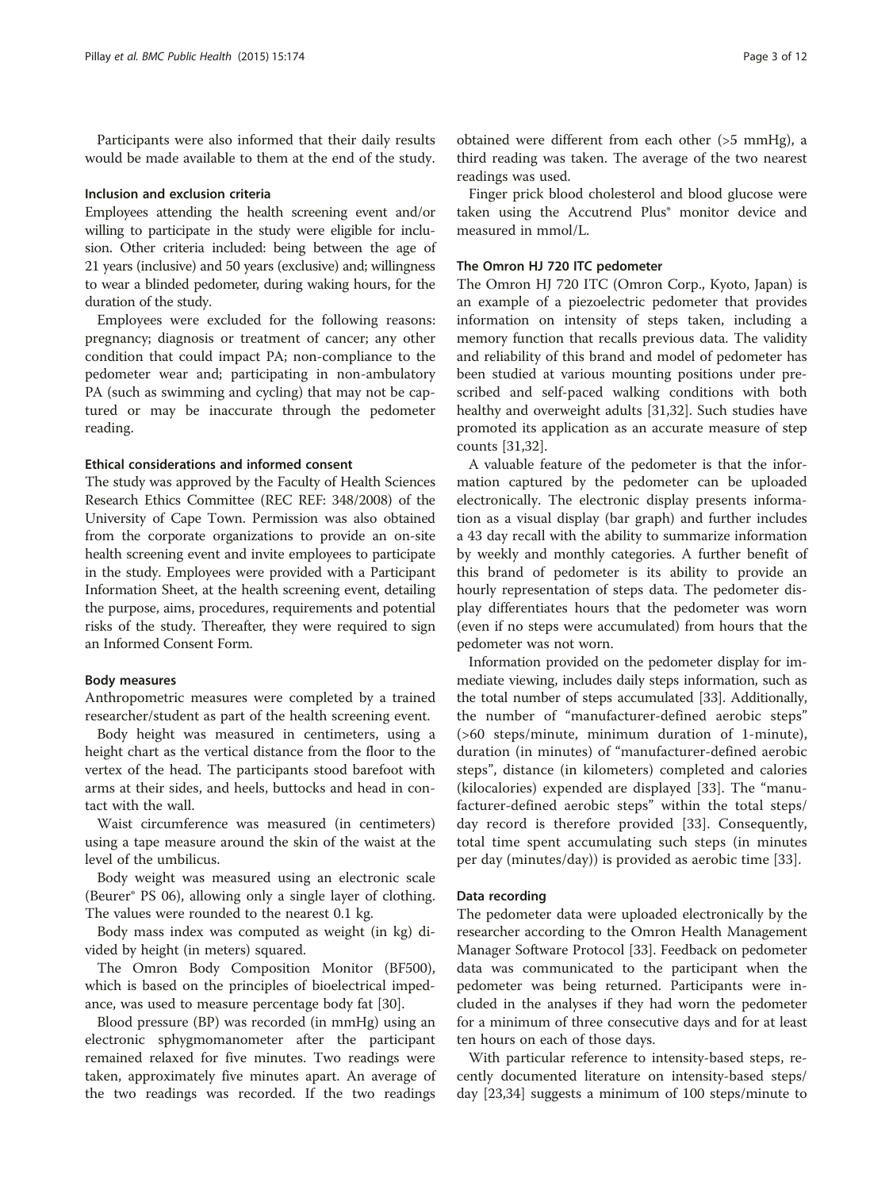Participants were also informed that their daily results would be made available to them at the end of the study.

### Inclusion and exclusion criteria

Employees attending the health screening event and/or willing to participate in the study were eligible for inclusion. Other criteria included: being between the age of 21 years (inclusive) and 50 years (exclusive) and; willingness to wear a blinded pedometer, during waking hours, for the duration of the study.

Employees were excluded for the following reasons: pregnancy; diagnosis or treatment of cancer; any other condition that could impact PA; non-compliance to the pedometer wear and; participating in non-ambulatory PA (such as swimming and cycling) that may not be captured or may be inaccurate through the pedometer reading.

### Ethical considerations and informed consent

The study was approved by the Faculty of Health Sciences Research Ethics Committee (REC REF: 348/2008) of the University of Cape Town. Permission was also obtained from the corporate organizations to provide an on-site health screening event and invite employees to participate in the study. Employees were provided with a Participant Information Sheet, at the health screening event, detailing the purpose, aims, procedures, requirements and potential risks of the study. Thereafter, they were required to sign an Informed Consent Form.

### Body measures

Anthropometric measures were completed by a trained researcher/student as part of the health screening event.

Body height was measured in centimeters, using a height chart as the vertical distance from the floor to the vertex of the head. The participants stood barefoot with arms at their sides, and heels, buttocks and head in contact with the wall.

Waist circumference was measured (in centimeters) using a tape measure around the skin of the waist at the level of the umbilicus.

Body weight was measured using an electronic scale (Beurer® PS 06), allowing only a single layer of clothing. The values were rounded to the nearest 0.1 kg.

Body mass index was computed as weight (in kg) divided by height (in meters) squared.

The Omron Body Composition Monitor (BF500), which is based on the principles of bioelectrical impedance, was used to measure percentage body fat [30].

Blood pressure (BP) was recorded (in mmHg) using an electronic sphygmomanometer after the participant remained relaxed for five minutes. Two readings were taken, approximately five minutes apart. An average of the two readings was recorded. If the two readings obtained were different from each other (>5 mmHg), a third reading was taken. The average of the two nearest readings was used.

Finger prick blood cholesterol and blood glucose were taken using the Accutrend Plus® monitor device and measured in mmol/L.

### The Omron HJ 720 ITC pedometer

The Omron HJ 720 ITC (Omron Corp., Kyoto, Japan) is an example of a piezoelectric pedometer that provides information on intensity of steps taken, including a memory function that recalls previous data. The validity and reliability of this brand and model of pedometer has been studied at various mounting positions under prescribed and self-paced walking conditions with both healthy and overweight adults [31,32]. Such studies have promoted its application as an accurate measure of step counts [31,32].

A valuable feature of the pedometer is that the information captured by the pedometer can be uploaded electronically. The electronic display presents information as a visual display (bar graph) and further includes a 43 day recall with the ability to summarize information by weekly and monthly categories. A further benefit of this brand of pedometer is its ability to provide an hourly representation of steps data. The pedometer display differentiates hours that the pedometer was worn (even if no steps were accumulated) from hours that the pedometer was not worn.

Information provided on the pedometer display for immediate viewing, includes daily steps information, such as the total number of steps accumulated [33]. Additionally, the number of "manufacturer-defined aerobic steps" (>60 steps/minute, minimum duration of 1-minute), duration (in minutes) of "manufacturer-defined aerobic steps", distance (in kilometers) completed and calories (kilocalories) expended are displayed [33]. The "manufacturer-defined aerobic steps" within the total steps/day record is therefore provided [33]. Consequently, total time spent accumulating such steps (in minutes per day (minutes/day)) is provided as aerobic time [33].

### Data recording

The pedometer data were uploaded electronically by the researcher according to the Omron Health Management Manager Software Protocol [33]. Feedback on pedometer data was communicated to the participant when the pedometer was being returned. Participants were included in the analyses if they had worn the pedometer for a minimum of three consecutive days and for at least ten hours on each of those days.

With particular reference to intensity-based steps, recently documented literature on intensity-based steps/day [23,34] suggests a minimum of 100 steps/minute to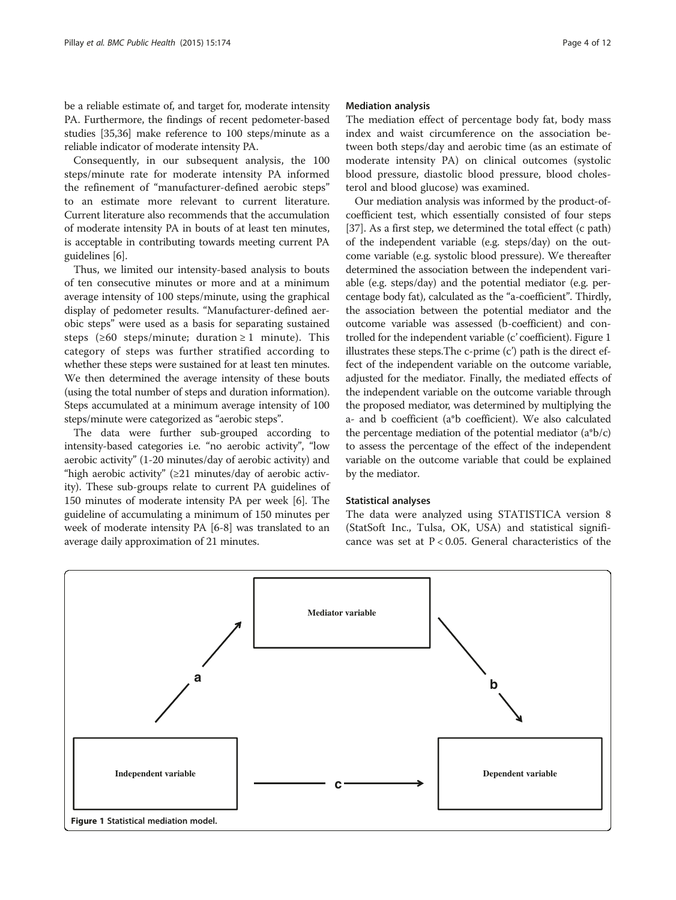be a reliable estimate of, and target for, moderate intensity PA. Furthermore, the findings of recent pedometer-based studies [35,36] make reference to 100 steps/minute as a reliable indicator of moderate intensity PA.

Consequently, in our subsequent analysis, the 100 steps/minute rate for moderate intensity PA informed the refinement of "manufacturer-defined aerobic steps" to an estimate more relevant to current literature. Current literature also recommends that the accumulation of moderate intensity PA in bouts of at least ten minutes, is acceptable in contributing towards meeting current PA guidelines [6].

Thus, we limited our intensity-based analysis to bouts of ten consecutive minutes or more and at a minimum average intensity of 100 steps/minute, using the graphical display of pedometer results. "Manufacturer-defined aerobic steps" were used as a basis for separating sustained steps (≥60 steps/minute; duration ≥ 1 minute). This category of steps was further stratified according to whether these steps were sustained for at least ten minutes. We then determined the average intensity of these bouts (using the total number of steps and duration information). Steps accumulated at a minimum average intensity of 100 steps/minute were categorized as "aerobic steps".

The data were further sub-grouped according to intensity-based categories i.e. "no aerobic activity", "low aerobic activity" (1-20 minutes/day of aerobic activity) and "high aerobic activity" (≥21 minutes/day of aerobic activity). These sub-groups relate to current PA guidelines of 150 minutes of moderate intensity PA per week [6]. The guideline of accumulating a minimum of 150 minutes per week of moderate intensity PA [6-8] was translated to an average daily approximation of 21 minutes.

### Mediation analysis

The mediation effect of percentage body fat, body mass index and waist circumference on the association between both steps/day and aerobic time (as an estimate of moderate intensity PA) on clinical outcomes (systolic blood pressure, diastolic blood pressure, blood cholesterol and blood glucose) was examined.

Our mediation analysis was informed by the product-of-coefficient test, which essentially consisted of four steps [37]. As a first step, we determined the total effect (c path) of the independent variable (e.g. steps/day) on the outcome variable (e.g. systolic blood pressure). We thereafter determined the association between the independent variable (e.g. steps/day) and the potential mediator (e.g. percentage body fat), calculated as the "a-coefficient". Thirdly, the association between the potential mediator and the outcome variable was assessed (b-coefficient) and controlled for the independent variable (c' coefficient). Figure 1 illustrates these steps.The c-prime (c') path is the direct effect of the independent variable on the outcome variable, adjusted for the mediator. Finally, the mediated effects of the independent variable on the outcome variable through the proposed mediator, was determined by multiplying the a- and b coefficient (a*b coefficient). We also calculated the percentage mediation of the potential mediator (a*b/c) to assess the percentage of the effect of the independent variable on the outcome variable that could be explained by the mediator.

### Statistical analyses

The data were analyzed using STATISTICA version 8 (StatSoft Inc., Tulsa, OK, USA) and statistical significance was set at $P < 0.05$. General characteristics of the

Mediator variable

a

b

Independent variable

c

Dependent variable

**Figure 1** Statistical mediation model.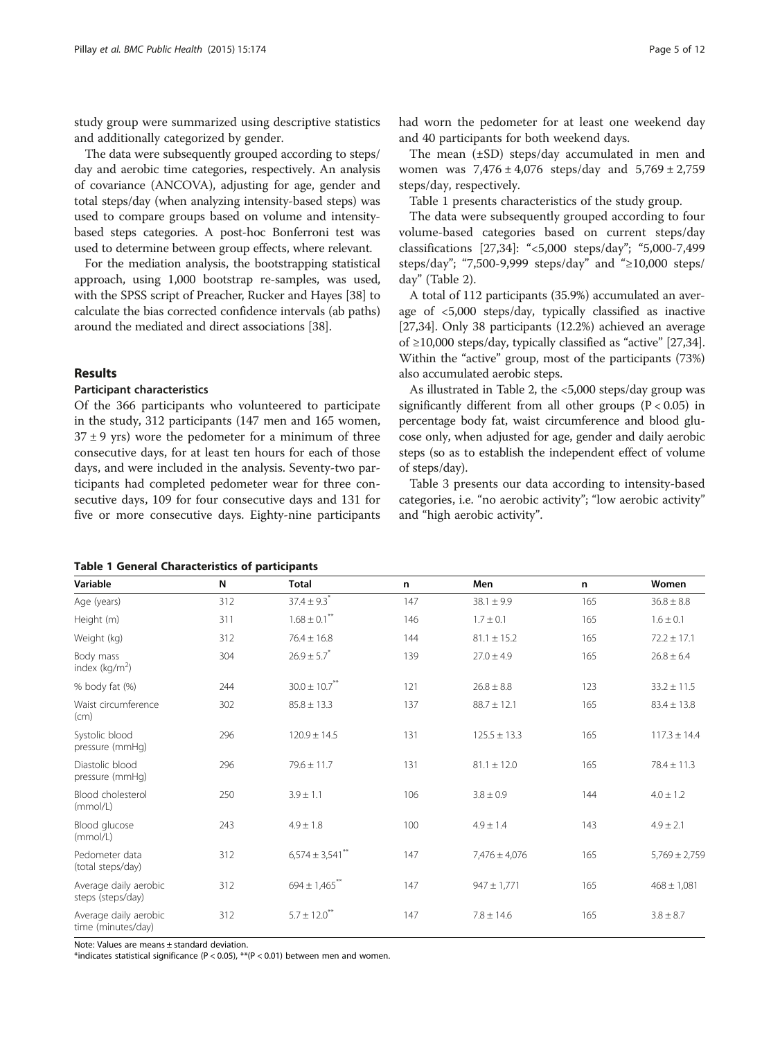study group were summarized using descriptive statistics and additionally categorized by gender.

The data were subsequently grouped according to steps/day and aerobic time categories, respectively. An analysis of covariance (ANCOVA), adjusting for age, gender and total steps/day (when analyzing intensity-based steps) was used to compare groups based on volume and intensity-based steps categories. A post-hoc Bonferroni test was used to determine between group effects, where relevant.

For the mediation analysis, the bootstrapping statistical approach, using 1,000 bootstrap re-samples, was used, with the SPSS script of Preacher, Rucker and Hayes [38] to calculate the bias corrected confidence intervals (ab paths) around the mediated and direct associations [38].

## Results

### Participant characteristics

Of the 366 participants who volunteered to participate in the study, 312 participants (147 men and 165 women, 37 ± 9 yrs) wore the pedometer for a minimum of three consecutive days, for at least ten hours for each of those days, and were included in the analysis. Seventy-two participants had completed pedometer wear for three consecutive days, 109 for four consecutive days and 131 for five or more consecutive days. Eighty-nine participants had worn the pedometer for at least one weekend day and 40 participants for both weekend days.

The mean (±SD) steps/day accumulated in men and women was 7,476 ± 4,076 steps/day and 5,769 ± 2,759 steps/day, respectively.

Table 1 presents characteristics of the study group.

The data were subsequently grouped according to four volume-based categories based on current steps/day classifications [27,34]: "<5,000 steps/day"; "5,000-7,499 steps/day"; "7,500-9,999 steps/day" and "≥10,000 steps/day" (Table 2).

A total of 112 participants (35.9%) accumulated an average of <5,000 steps/day, typically classified as inactive [27,34]. Only 38 participants (12.2%) achieved an average of ≥10,000 steps/day, typically classified as "active" [27,34]. Within the "active" group, most of the participants (73%) also accumulated aerobic steps.

As illustrated in Table 2, the <5,000 steps/day group was significantly different from all other groups ($P < 0.05$) in percentage body fat, waist circumference and blood glucose only, when adjusted for age, gender and daily aerobic steps (so as to establish the independent effect of volume of steps/day).

Table 3 presents our data according to intensity-based categories, i.e. "no aerobic activity"; "low aerobic activity" and "high aerobic activity".

**Table 1 General Characteristics of participants**

| Variable | N | Total | n | Men | n | Women |
|---|---|---|---|---|---|---|
| Age (years) | 312 | 37.4 ± 9.3* | 147 | 38.1 ± 9.9 | 165 | 36.8 ± 8.8 |
| Height (m) | 311 | 1.68 ± 0.1** | 146 | 1.7 ± 0.1 | 165 | 1.6 ± 0.1 |
| Weight (kg) | 312 | 76.4 ± 16.8 | 144 | 81.1 ± 15.2 | 165 | 72.2 ± 17.1 |
| Body mass index (kg/m$^2$) | 304 | 26.9 ± 5.7* | 139 | 27.0 ± 4.9 | 165 | 26.8 ± 6.4 |
| % body fat (%) | 244 | 30.0 ± 10.7** | 121 | 26.8 ± 8.8 | 123 | 33.2 ± 11.5 |
| Waist circumference (cm) | 302 | 85.8 ± 13.3 | 137 | 88.7 ± 12.1 | 165 | 83.4 ± 13.8 |
| Systolic blood pressure (mmHg) | 296 | 120.9 ± 14.5 | 131 | 125.5 ± 13.3 | 165 | 117.3 ± 14.4 |
| Diastolic blood pressure (mmHg) | 296 | 79.6 ± 11.7 | 131 | 81.1 ± 12.0 | 165 | 78.4 ± 11.3 |
| Blood cholesterol (mmol/L) | 250 | 3.9 ± 1.1 | 106 | 3.8 ± 0.9 | 144 | 4.0 ± 1.2 |
| Blood glucose (mmol/L) | 243 | 4.9 ± 1.8 | 100 | 4.9 ± 1.4 | 143 | 4.9 ± 2.1 |
| Pedometer data (total steps/day) | 312 | 6,574 ± 3,541** | 147 | 7,476 ± 4,076 | 165 | 5,769 ± 2,759 |
| Average daily aerobic steps (steps/day) | 312 | 694 ± 1,465** | 147 | 947 ± 1,771 | 165 | 468 ± 1,081 |
| Average daily aerobic time (minutes/day) | 312 | 5.7 ± 12.0** | 147 | 7.8 ± 14.6 | 165 | 3.8 ± 8.7 |

Note: Values are means ± standard deviation.
*indicates statistical significance ($P < 0.05$), **($P < 0.01$) between men and women.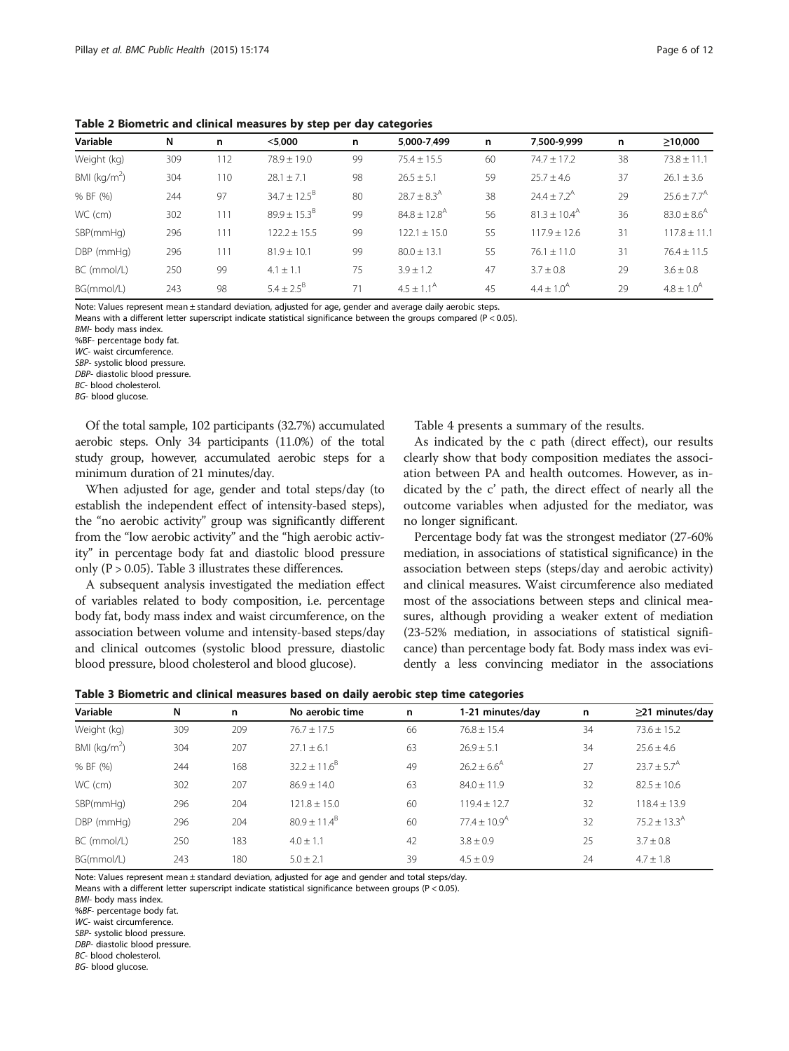**Table 2 Biometric and clinical measures by step per day categories**

| Variable | N | n | <5,000 | n | 5,000-7,499 | n | 7,500-9,999 | n | ≥10,000 |
|---|---|---|---|---|---|---|---|---|---|
| Weight (kg) | 309 | 112 | 78.9 ± 19.0 | 99 | 75.4 ± 15.5 | 60 | 74.7 ± 17.2 | 38 | 73.8 ± 11.1 |
| BMI (kg/m$^2$) | 304 | 110 | 28.1 ± 7.1 | 98 | 26.5 ± 5.1 | 59 | 25.7 ± 4.6 | 37 | 26.1 ± 3.6 |
| % BF (%) | 244 | 97 | 34.7 ± 12.5$^B$ | 80 | 28.7 ± 8.3$^A$ | 38 | 24.4 ± 7.2$^A$ | 29 | 25.6 ± 7.7$^A$ |
| WC (cm) | 302 | 111 | 89.9 ± 15.3$^B$ | 99 | 84.8 ± 12.8$^A$ | 56 | 81.3 ± 10.4$^A$ | 36 | 83.0 ± 8.6$^A$ |
| SBP(mmHg) | 296 | 111 | 122.2 ± 15.5 | 99 | 122.1 ± 15.0 | 55 | 117.9 ± 12.6 | 31 | 117.8 ± 11.1 |
| DBP (mmHg) | 296 | 111 | 81.9 ± 10.1 | 99 | 80.0 ± 13.1 | 55 | 76.1 ± 11.0 | 31 | 76.4 ± 11.5 |
| BC (mmol/L) | 250 | 99 | 4.1 ± 1.1 | 75 | 3.9 ± 1.2 | 47 | 3.7 ± 0.8 | 29 | 3.6 ± 0.8 |
| BG(mmol/L) | 243 | 98 | 5.4 ± 2.5$^B$ | 71 | 4.5 ± 1.1$^A$ | 45 | 4.4 ± 1.0$^A$ | 29 | 4.8 ± 1.0$^A$ |

Note: Values represent mean ± standard deviation, adjusted for age, gender and average daily aerobic steps.
Means with a different letter superscript indicate statistical significance between the groups compared (P < 0.05).
*BMI*- body mass index.
%BF- percentage body fat.
*WC*- waist circumference.
*SBP*- systolic blood pressure.
*DBP*- diastolic blood pressure.
*BC*- blood cholesterol.
*BG*- blood glucose.

Of the total sample, 102 participants (32.7%) accumulated aerobic steps. Only 34 participants (11.0%) of the total study group, however, accumulated aerobic steps for a minimum duration of 21 minutes/day.

When adjusted for age, gender and total steps/day (to establish the independent effect of intensity-based steps), the "no aerobic activity" group was significantly different from the "low aerobic activity" and the "high aerobic activity" in percentage body fat and diastolic blood pressure only (P > 0.05). Table 3 illustrates these differences.

A subsequent analysis investigated the mediation effect of variables related to body composition, i.e. percentage body fat, body mass index and waist circumference, on the association between volume and intensity-based steps/day and clinical outcomes (systolic blood pressure, diastolic blood pressure, blood cholesterol and blood glucose).

Table 4 presents a summary of the results.

As indicated by the c path (direct effect), our results clearly show that body composition mediates the association between PA and health outcomes. However, as indicated by the c' path, the direct effect of nearly all the outcome variables when adjusted for the mediator, was no longer significant.

Percentage body fat was the strongest mediator (27-60% mediation, in associations of statistical significance) in the association between steps (steps/day and aerobic activity) and clinical measures. Waist circumference also mediated most of the associations between steps and clinical measures, although providing a weaker extent of mediation (23-52% mediation, in associations of statistical significance) than percentage body fat. Body mass index was evidently a less convincing mediator in the associations

**Table 3 Biometric and clinical measures based on daily aerobic step time categories**

| Variable | N | n | No aerobic time | n | 1-21 minutes/day | n | ≥21 minutes/day |
|---|---|---|---|---|---|---|---|
| Weight (kg) | 309 | 209 | 76.7 ± 17.5 | 66 | 76.8 ± 15.4 | 34 | 73.6 ± 15.2 |
| BMI (kg/m$^2$) | 304 | 207 | 27.1 ± 6.1 | 63 | 26.9 ± 5.1 | 34 | 25.6 ± 4.6 |
| % BF (%) | 244 | 168 | 32.2 ± 11.6$^B$ | 49 | 26.2 ± 6.6$^A$ | 27 | 23.7 ± 5.7$^A$ |
| WC (cm) | 302 | 207 | 86.9 ± 14.0 | 63 | 84.0 ± 11.9 | 32 | 82.5 ± 10.6 |
| SBP(mmHg) | 296 | 204 | 121.8 ± 15.0 | 60 | 119.4 ± 12.7 | 32 | 118.4 ± 13.9 |
| DBP (mmHg) | 296 | 204 | 80.9 ± 11.4$^B$ | 60 | 77.4 ± 10.9$^A$ | 32 | 75.2 ± 13.3$^A$ |
| BC (mmol/L) | 250 | 183 | 4.0 ± 1.1 | 42 | 3.8 ± 0.9 | 25 | 3.7 ± 0.8 |
| BG(mmol/L) | 243 | 180 | 5.0 ± 2.1 | 39 | 4.5 ± 0.9 | 24 | 4.7 ± 1.8 |

Note: Values represent mean ± standard deviation, adjusted for age and gender and total steps/day.
Means with a different letter superscript indicate statistical significance between groups (P < 0.05).
*BMI*- body mass index.
%*BF*- percentage body fat.
*WC*- waist circumference.
*SBP*- systolic blood pressure.
*DBP*- diastolic blood pressure.
*BC*- blood cholesterol.
*BG*- blood glucose.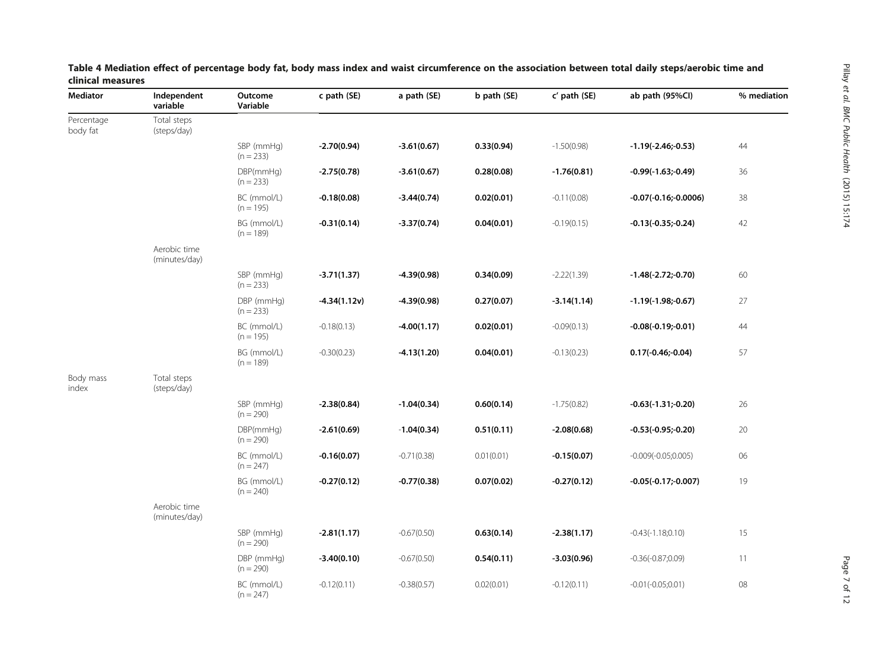**Table 4 Mediation effect of percentage body fat, body mass index and waist circumference on the association between total daily steps/aerobic time and clinical measures**

| Mediator | Independent variable | Outcome Variable | c path (SE) | a path (SE) | b path (SE) | c' path (SE) | ab path (95%CI) | % mediation |
|---|---|---|---|---|---|---|---|---|
| Percentage body fat | Total steps (steps/day) | | | | | | | |
| | | SBP (mmHg) (n = 233) | **-2.70(0.94)** | **-3.61(0.67)** | **0.33(0.94)** | -1.50(0.98) | **-1.19(-2.46;-0.53)** | 44 |
| | | DBP(mmHg) (n = 233) | **-2.75(0.78)** | **-3.61(0.67)** | **0.28(0.08)** | **-1.76(0.81)** | **-0.99(-1.63;-0.49)** | 36 |
| | | BC (mmol/L) (n = 195) | **-0.18(0.08)** | **-3.44(0.74)** | **0.02(0.01)** | -0.11(0.08) | **-0.07(-0.16;-0.0006)** | 38 |
| | | BG (mmol/L) (n = 189) | **-0.31(0.14)** | **-3.37(0.74)** | **0.04(0.01)** | -0.19(0.15) | **-0.13(-0.35;-0.24)** | 42 |
| | Aerobic time (minutes/day) | | | | | | | |
| | | SBP (mmHg) (n = 233) | **-3.71(1.37)** | **-4.39(0.98)** | **0.34(0.09)** | -2.22(1.39) | **-1.48(-2.72;-0.70)** | 60 |
| | | DBP (mmHg) (n = 233) | **-4.34(1.12v)** | **-4.39(0.98)** | **0.27(0.07)** | **-3.14(1.14)** | **-1.19(-1.98;-0.67)** | 27 |
| | | BC (mmol/L) (n = 195) | -0.18(0.13) | **-4.00(1.17)** | **0.02(0.01)** | -0.09(0.13) | **-0.08(-0.19;-0.01)** | 44 |
| | | BG (mmol/L) (n = 189) | -0.30(0.23) | **-4.13(1.20)** | **0.04(0.01)** | -0.13(0.23) | **0.17(-0.46;-0.04)** | 57 |
| Body mass index | Total steps (steps/day) | | | | | | | |
| | | SBP (mmHg) (n = 290) | **-2.38(0.84)** | **-1.04(0.34)** | **0.60(0.14)** | -1.75(0.82) | **-0.63(-1.31;-0.20)** | 26 |
| | | DBP(mmHg) (n = 290) | **-2.61(0.69)** | -1.04(0.34) | **0.51(0.11)** | **-2.08(0.68)** | **-0.53(-0.95;-0.20)** | 20 |
| | | BC (mmol/L) (n = 247) | **-0.16(0.07)** | -0.71(0.38) | 0.01(0.01) | **-0.15(0.07)** | -0.009(-0.05;0.005) | 06 |
| | | BG (mmol/L) (n = 240) | **-0.27(0.12)** | **-0.77(0.38)** | **0.07(0.02)** | **-0.27(0.12)** | **-0.05(-0.17;-0.007)** | 19 |
| | Aerobic time (minutes/day) | | | | | | | |
| | | SBP (mmHg) (n = 290) | **-2.81(1.17)** | -0.67(0.50) | **0.63(0.14)** | **-2.38(1.17)** | -0.43(-1.18;0.10) | 15 |
| | | DBP (mmHg) (n = 290) | **-3.40(0.10)** | -0.67(0.50) | **0.54(0.11)** | **-3.03(0.96)** | -0.36(-0.87;0.09) | 11 |
| | | BC (mmol/L) (n = 247) | -0.12(0.11) | -0.38(0.57) | 0.02(0.01) | -0.12(0.11) | -0.01(-0.05;0.01) | 08 |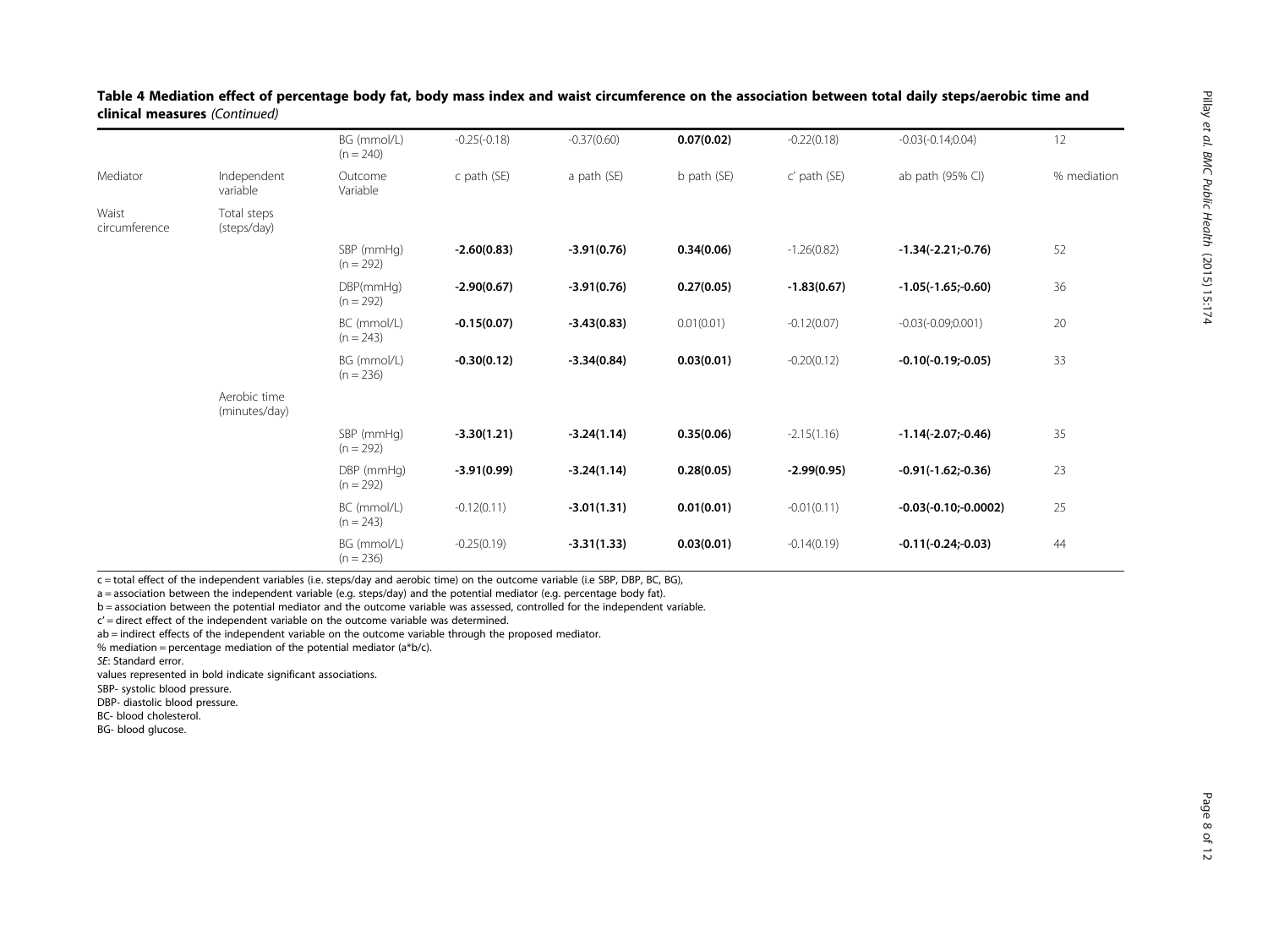**Table 4 Mediation effect of percentage body fat, body mass index and waist circumference on the association between total daily steps/aerobic time and clinical measures** *(Continued)*

| | | BG (mmol/L) (n = 240) | -0.25(-0.18) | -0.37(0.60) | **0.07(0.02)** | -0.22(0.18) | -0.03(-0.14;0.04) | 12 |
|---|---|---|---|---|---|---|---|---|
| Mediator | Independent variable | Outcome Variable | c path (SE) | a path (SE) | b path (SE) | c' path (SE) | ab path (95% CI) | % mediation |
| Waist circumference | Total steps (steps/day) | | | | | | | |
| | | SBP (mmHg) (n = 292) | **-2.60(0.83)** | **-3.91(0.76)** | **0.34(0.06)** | -1.26(0.82) | **-1.34(-2.21;-0.76)** | 52 |
| | | DBP(mmHg) (n = 292) | **-2.90(0.67)** | **-3.91(0.76)** | **0.27(0.05)** | **-1.83(0.67)** | **-1.05(-1.65;-0.60)** | 36 |
| | | BC (mmol/L) (n = 243) | **-0.15(0.07)** | **-3.43(0.83)** | 0.01(0.01) | -0.12(0.07) | -0.03(-0.09;0.001) | 20 |
| | | BG (mmol/L) (n = 236) | **-0.30(0.12)** | **-3.34(0.84)** | **0.03(0.01)** | -0.20(0.12) | **-0.10(-0.19;-0.05)** | 33 |
| | Aerobic time (minutes/day) | | | | | | | |
| | | SBP (mmHg) (n = 292) | **-3.30(1.21)** | **-3.24(1.14)** | **0.35(0.06)** | -2.15(1.16) | **-1.14(-2.07;-0.46)** | 35 |
| | | DBP (mmHg) (n = 292) | **-3.91(0.99)** | **-3.24(1.14)** | **0.28(0.05)** | **-2.99(0.95)** | **-0.91(-1.62;-0.36)** | 23 |
| | | BC (mmol/L) (n = 243) | -0.12(0.11) | **-3.01(1.31)** | **0.01(0.01)** | -0.01(0.11) | **-0.03(-0.10;-0.0002)** | 25 |
| | | BG (mmol/L) (n = 236) | -0.25(0.19) | **-3.31(1.33)** | **0.03(0.01)** | -0.14(0.19) | **-0.11(-0.24;-0.03)** | 44 |

c = total effect of the independent variables (i.e. steps/day and aerobic time) on the outcome variable (i.e SBP, DBP, BC, BG),
a = association between the independent variable (e.g. steps/day) and the potential mediator (e.g. percentage body fat).
b = association between the potential mediator and the outcome variable was assessed, controlled for the independent variable.
c' = direct effect of the independent variable on the outcome variable was determined.
ab = indirect effects of the independent variable on the outcome variable through the proposed mediator.
% mediation = percentage mediation of the potential mediator (a*b/c).
*SE*: Standard error.
values represented in bold indicate significant associations.
SBP- systolic blood pressure.
DBP- diastolic blood pressure.
BC- blood cholesterol.
BG- blood glucose.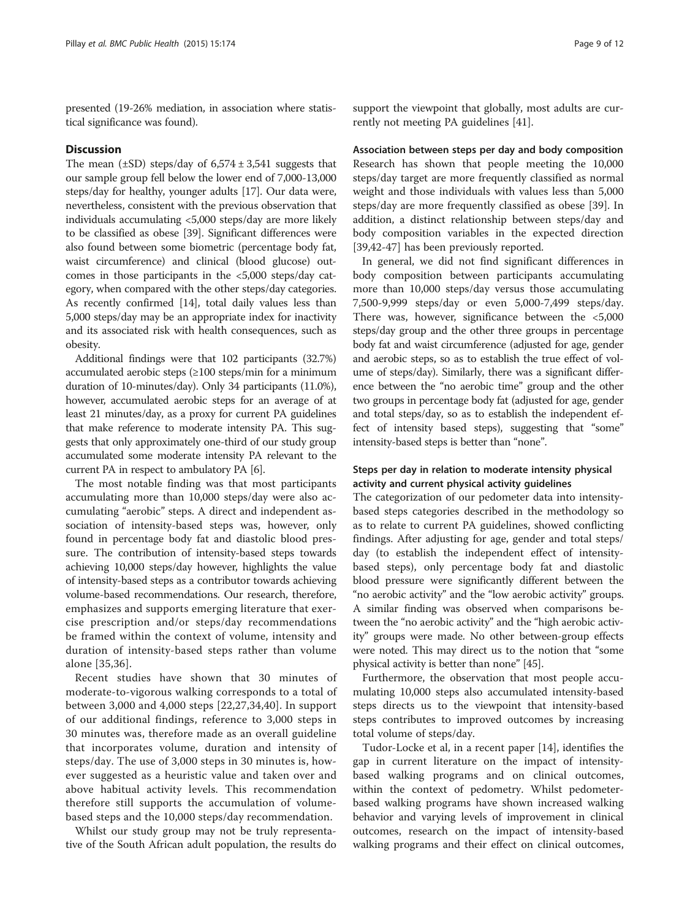presented (19-26% mediation, in association where statistical significance was found).

## Discussion

The mean (±SD) steps/day of 6,574 ± 3,541 suggests that our sample group fell below the lower end of 7,000-13,000 steps/day for healthy, younger adults [17]. Our data were, nevertheless, consistent with the previous observation that individuals accumulating <5,000 steps/day are more likely to be classified as obese [39]. Significant differences were also found between some biometric (percentage body fat, waist circumference) and clinical (blood glucose) outcomes in those participants in the <5,000 steps/day category, when compared with the other steps/day categories. As recently confirmed [14], total daily values less than 5,000 steps/day may be an appropriate index for inactivity and its associated risk with health consequences, such as obesity.

Additional findings were that 102 participants (32.7%) accumulated aerobic steps (≥100 steps/min for a minimum duration of 10-minutes/day). Only 34 participants (11.0%), however, accumulated aerobic steps for an average of at least 21 minutes/day, as a proxy for current PA guidelines that make reference to moderate intensity PA. This suggests that only approximately one-third of our study group accumulated some moderate intensity PA relevant to the current PA in respect to ambulatory PA [6].

The most notable finding was that most participants accumulating more than 10,000 steps/day were also accumulating "aerobic" steps. A direct and independent association of intensity-based steps was, however, only found in percentage body fat and diastolic blood pressure. The contribution of intensity-based steps towards achieving 10,000 steps/day however, highlights the value of intensity-based steps as a contributor towards achieving volume-based recommendations. Our research, therefore, emphasizes and supports emerging literature that exercise prescription and/or steps/day recommendations be framed within the context of volume, intensity and duration of intensity-based steps rather than volume alone [35,36].

Recent studies have shown that 30 minutes of moderate-to-vigorous walking corresponds to a total of between 3,000 and 4,000 steps [22,27,34,40]. In support of our additional findings, reference to 3,000 steps in 30 minutes was, therefore made as an overall guideline that incorporates volume, duration and intensity of steps/day. The use of 3,000 steps in 30 minutes is, however suggested as a heuristic value and taken over and above habitual activity levels. This recommendation therefore still supports the accumulation of volume-based steps and the 10,000 steps/day recommendation.

Whilst our study group may not be truly representative of the South African adult population, the results do support the viewpoint that globally, most adults are currently not meeting PA guidelines [41].

### Association between steps per day and body composition

Research has shown that people meeting the 10,000 steps/day target are more frequently classified as normal weight and those individuals with values less than 5,000 steps/day are more frequently classified as obese [39]. In addition, a distinct relationship between steps/day and body composition variables in the expected direction [39,42-47] has been previously reported.

In general, we did not find significant differences in body composition between participants accumulating more than 10,000 steps/day versus those accumulating 7,500-9,999 steps/day or even 5,000-7,499 steps/day. There was, however, significance between the <5,000 steps/day group and the other three groups in percentage body fat and waist circumference (adjusted for age, gender and aerobic steps, so as to establish the true effect of volume of steps/day). Similarly, there was a significant difference between the "no aerobic time" group and the other two groups in percentage body fat (adjusted for age, gender and total steps/day, so as to establish the independent effect of intensity based steps), suggesting that "some" intensity-based steps is better than "none".

### Steps per day in relation to moderate intensity physical activity and current physical activity guidelines

The categorization of our pedometer data into intensity-based steps categories described in the methodology so as to relate to current PA guidelines, showed conflicting findings. After adjusting for age, gender and total steps/day (to establish the independent effect of intensity-based steps), only percentage body fat and diastolic blood pressure were significantly different between the "no aerobic activity" and the "low aerobic activity" groups. A similar finding was observed when comparisons between the "no aerobic activity" and the "high aerobic activity" groups were made. No other between-group effects were noted. This may direct us to the notion that "some physical activity is better than none" [45].

Furthermore, the observation that most people accumulating 10,000 steps also accumulated intensity-based steps directs us to the viewpoint that intensity-based steps contributes to improved outcomes by increasing total volume of steps/day.

Tudor-Locke et al, in a recent paper [14], identifies the gap in current literature on the impact of intensity-based walking programs and on clinical outcomes, within the context of pedometry. Whilst pedometer-based walking programs have shown increased walking behavior and varying levels of improvement in clinical outcomes, research on the impact of intensity-based walking programs and their effect on clinical outcomes,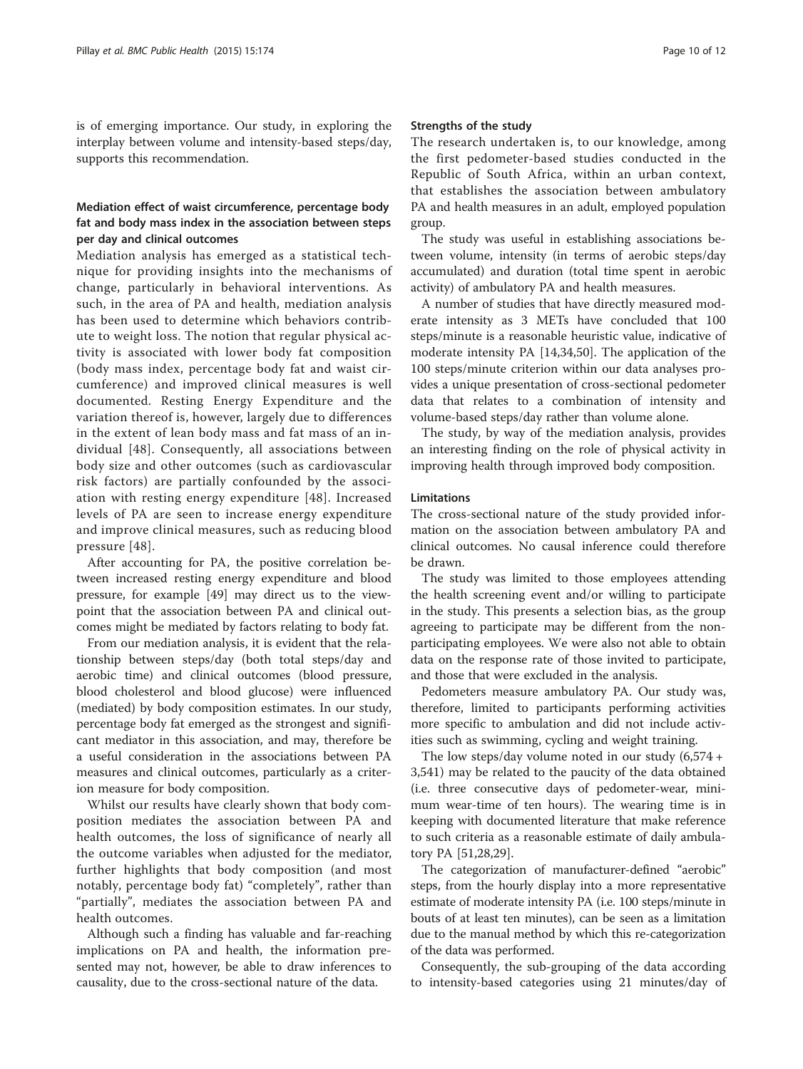is of emerging importance. Our study, in exploring the interplay between volume and intensity-based steps/day, supports this recommendation.

### Mediation effect of waist circumference, percentage body fat and body mass index in the association between steps per day and clinical outcomes

Mediation analysis has emerged as a statistical technique for providing insights into the mechanisms of change, particularly in behavioral interventions. As such, in the area of PA and health, mediation analysis has been used to determine which behaviors contribute to weight loss. The notion that regular physical activity is associated with lower body fat composition (body mass index, percentage body fat and waist circumference) and improved clinical measures is well documented. Resting Energy Expenditure and the variation thereof is, however, largely due to differences in the extent of lean body mass and fat mass of an individual [48]. Consequently, all associations between body size and other outcomes (such as cardiovascular risk factors) are partially confounded by the association with resting energy expenditure [48]. Increased levels of PA are seen to increase energy expenditure and improve clinical measures, such as reducing blood pressure [48].

After accounting for PA, the positive correlation between increased resting energy expenditure and blood pressure, for example [49] may direct us to the viewpoint that the association between PA and clinical outcomes might be mediated by factors relating to body fat.

From our mediation analysis, it is evident that the relationship between steps/day (both total steps/day and aerobic time) and clinical outcomes (blood pressure, blood cholesterol and blood glucose) were influenced (mediated) by body composition estimates. In our study, percentage body fat emerged as the strongest and significant mediator in this association, and may, therefore be a useful consideration in the associations between PA measures and clinical outcomes, particularly as a criterion measure for body composition.

Whilst our results have clearly shown that body composition mediates the association between PA and health outcomes, the loss of significance of nearly all the outcome variables when adjusted for the mediator, further highlights that body composition (and most notably, percentage body fat) "completely", rather than "partially", mediates the association between PA and health outcomes.

Although such a finding has valuable and far-reaching implications on PA and health, the information presented may not, however, be able to draw inferences to causality, due to the cross-sectional nature of the data.

### Strengths of the study

The research undertaken is, to our knowledge, among the first pedometer-based studies conducted in the Republic of South Africa, within an urban context, that establishes the association between ambulatory PA and health measures in an adult, employed population group.

The study was useful in establishing associations between volume, intensity (in terms of aerobic steps/day accumulated) and duration (total time spent in aerobic activity) of ambulatory PA and health measures.

A number of studies that have directly measured moderate intensity as 3 METs have concluded that 100 steps/minute is a reasonable heuristic value, indicative of moderate intensity PA [14,34,50]. The application of the 100 steps/minute criterion within our data analyses provides a unique presentation of cross-sectional pedometer data that relates to a combination of intensity and volume-based steps/day rather than volume alone.

The study, by way of the mediation analysis, provides an interesting finding on the role of physical activity in improving health through improved body composition.

### Limitations

The cross-sectional nature of the study provided information on the association between ambulatory PA and clinical outcomes. No causal inference could therefore be drawn.

The study was limited to those employees attending the health screening event and/or willing to participate in the study. This presents a selection bias, as the group agreeing to participate may be different from the non-participating employees. We were also not able to obtain data on the response rate of those invited to participate, and those that were excluded in the analysis.

Pedometers measure ambulatory PA. Our study was, therefore, limited to participants performing activities more specific to ambulation and did not include activities such as swimming, cycling and weight training.

The low steps/day volume noted in our study (6,574 + 3,541) may be related to the paucity of the data obtained (i.e. three consecutive days of pedometer-wear, minimum wear-time of ten hours). The wearing time is in keeping with documented literature that make reference to such criteria as a reasonable estimate of daily ambulatory PA [51,28,29].

The categorization of manufacturer-defined "aerobic" steps, from the hourly display into a more representative estimate of moderate intensity PA (i.e. 100 steps/minute in bouts of at least ten minutes), can be seen as a limitation due to the manual method by which this re-categorization of the data was performed.

Consequently, the sub-grouping of the data according to intensity-based categories using 21 minutes/day of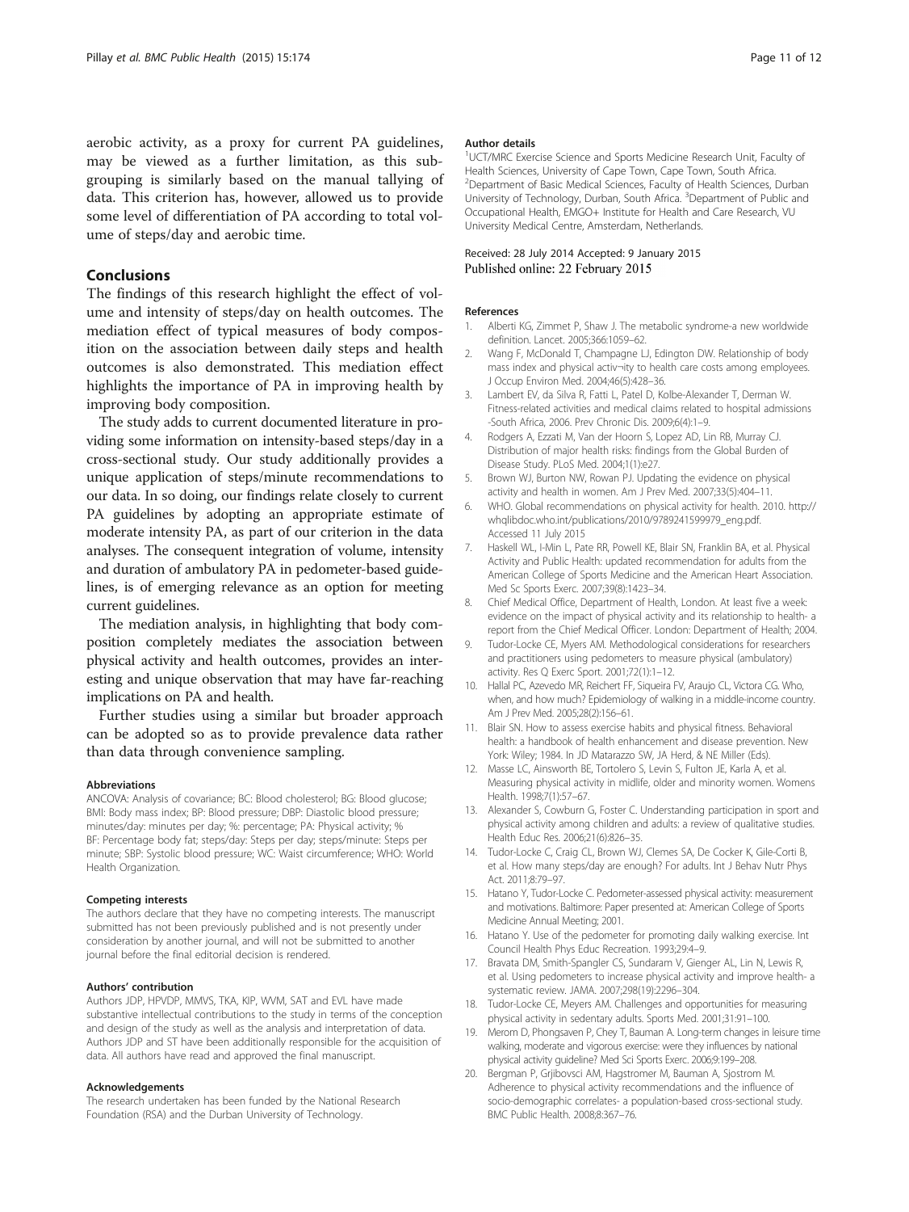aerobic activity, as a proxy for current PA guidelines, may be viewed as a further limitation, as this subgrouping is similarly based on the manual tallying of data. This criterion has, however, allowed us to provide some level of differentiation of PA according to total volume of steps/day and aerobic time.

## Conclusions

The findings of this research highlight the effect of volume and intensity of steps/day on health outcomes. The mediation effect of typical measures of body composition on the association between daily steps and health outcomes is also demonstrated. This mediation effect highlights the importance of PA in improving health by improving body composition.

The study adds to current documented literature in providing some information on intensity-based steps/day in a cross-sectional study. Our study additionally provides a unique application of steps/minute recommendations to our data. In so doing, our findings relate closely to current PA guidelines by adopting an appropriate estimate of moderate intensity PA, as part of our criterion in the data analyses. The consequent integration of volume, intensity and duration of ambulatory PA in pedometer-based guidelines, is of emerging relevance as an option for meeting current guidelines.

The mediation analysis, in highlighting that body composition completely mediates the association between physical activity and health outcomes, provides an interesting and unique observation that may have far-reaching implications on PA and health.

Further studies using a similar but broader approach can be adopted so as to provide prevalence data rather than data through convenience sampling.

#### Abbreviations

ANCOVA: Analysis of covariance; BC: Blood cholesterol; BG: Blood glucose; BMI: Body mass index; BP: Blood pressure; DBP: Diastolic blood pressure; minutes/day: minutes per day; %: percentage; PA: Physical activity; % BF: Percentage body fat; steps/day: Steps per day; steps/minute: Steps per minute; SBP: Systolic blood pressure; WC: Waist circumference; WHO: World Health Organization.

#### Competing interests

The authors declare that they have no competing interests. The manuscript submitted has not been previously published and is not presently under consideration by another journal, and will not be submitted to another journal before the final editorial decision is rendered.

#### Authors' contribution

Authors JDP, HPVDP, MMVS, TKA, KIP, WVM, SAT and EVL have made substantive intellectual contributions to the study in terms of the conception and design of the study as well as the analysis and interpretation of data. Authors JDP and ST have been additionally responsible for the acquisition of data. All authors have read and approved the final manuscript.

#### Acknowledgements

The research undertaken has been funded by the National Research Foundation (RSA) and the Durban University of Technology.

#### Author details

[1]UCT/MRC Exercise Science and Sports Medicine Research Unit, Faculty of Health Sciences, University of Cape Town, Cape Town, South Africa. [2]Department of Basic Medical Sciences, Faculty of Health Sciences, Durban University of Technology, Durban, South Africa. [3]Department of Public and Occupational Health, EMGO+ Institute for Health and Care Research, VU University Medical Centre, Amsterdam, Netherlands.

Received: 28 July 2014 Accepted: 9 January 2015
Published online: 22 February 2015

#### References

1. Alberti KG, Zimmet P, Shaw J. The metabolic syndrome-a new worldwide definition. Lancet. 2005;366:1059–62.
2. Wang F, McDonald T, Champagne LJ, Edington DW. Relationship of body mass index and physical activ¬ity to health care costs among employees. J Occup Environ Med. 2004;46(5):428–36.
3. Lambert EV, da Silva R, Fatti L, Patel D, Kolbe-Alexander T, Derman W. Fitness-related activities and medical claims related to hospital admissions -South Africa, 2006. Prev Chronic Dis. 2009;6(4):1–9.
4. Rodgers A, Ezzati M, Van der Hoorn S, Lopez AD, Lin RB, Murray CJ. Distribution of major health risks: findings from the Global Burden of Disease Study. PLoS Med. 2004;1(1):e27.
5. Brown WJ, Burton NW, Rowan PJ. Updating the evidence on physical activity and health in women. Am J Prev Med. 2007;33(5):404–11.
6. WHO. Global recommendations on physical activity for health. 2010. http://whqlibdoc.who.int/publications/2010/9789241599979_eng.pdf. Accessed 11 July 2015
7. Haskell WL, I-Min L, Pate RR, Powell KE, Blair SN, Franklin BA, et al. Physical Activity and Public Health: updated recommendation for adults from the American College of Sports Medicine and the American Heart Association. Med Sc Sports Exerc. 2007;39(8):1423–34.
8. Chief Medical Office, Department of Health, London. At least five a week: evidence on the impact of physical activity and its relationship to health- a report from the Chief Medical Officer. London: Department of Health; 2004.
9. Tudor-Locke CE, Myers AM. Methodological considerations for researchers and practitioners using pedometers to measure physical (ambulatory) activity. Res Q Exerc Sport. 2001;72(1):1–12.
10. Hallal PC, Azevedo MR, Reichert FF, Siqueira FV, Araujo CL, Victora CG. Who, when, and how much? Epidemiology of walking in a middle-income country. Am J Prev Med. 2005;28(2):156–61.
11. Blair SN. How to assess exercise habits and physical fitness. Behavioral health: a handbook of health enhancement and disease prevention. New York: Wiley; 1984. In JD Matarazzo SW, JA Herd, & NE Miller (Eds).
12. Masse LC, Ainsworth BE, Tortolero S, Levin S, Fulton JE, Karla A, et al. Measuring physical activity in midlife, older and minority women. Womens Health. 1998;7(1):57–67.
13. Alexander S, Cowburn G, Foster C. Understanding participation in sport and physical activity among children and adults: a review of qualitative studies. Health Educ Res. 2006;21(6):826–35.
14. Tudor-Locke C, Craig CL, Brown WJ, Clemes SA, De Cocker K, Gile-Corti B, et al. How many steps/day are enough? For adults. Int J Behav Nutr Phys Act. 2011;8:79–97.
15. Hatano Y, Tudor-Locke C. Pedometer-assessed physical activity: measurement and motivations. Baltimore: Paper presented at: American College of Sports Medicine Annual Meeting; 2001.
16. Hatano Y. Use of the pedometer for promoting daily walking exercise. Int Council Health Phys Educ Recreation. 1993;29:4–9.
17. Bravata DM, Smith-Spangler CS, Sundaram V, Gienger AL, Lin N, Lewis R, et al. Using pedometers to increase physical activity and improve health- a systematic review. JAMA. 2007;298(19):2296–304.
18. Tudor-Locke CE, Meyers AM. Challenges and opportunities for measuring physical activity in sedentary adults. Sports Med. 2001;31:91–100.
19. Merom D, Phongsaven P, Chey T, Bauman A. Long-term changes in leisure time walking, moderate and vigorous exercise: were they influences by national physical activity guideline? Med Sci Sports Exerc. 2006;9:199–208.
20. Bergman P, Grjibovsci AM, Hagstromer M, Bauman A, Sjostrom M. Adherence to physical activity recommendations and the influence of socio-demographic correlates- a population-based cross-sectional study. BMC Public Health. 2008;8:367–76.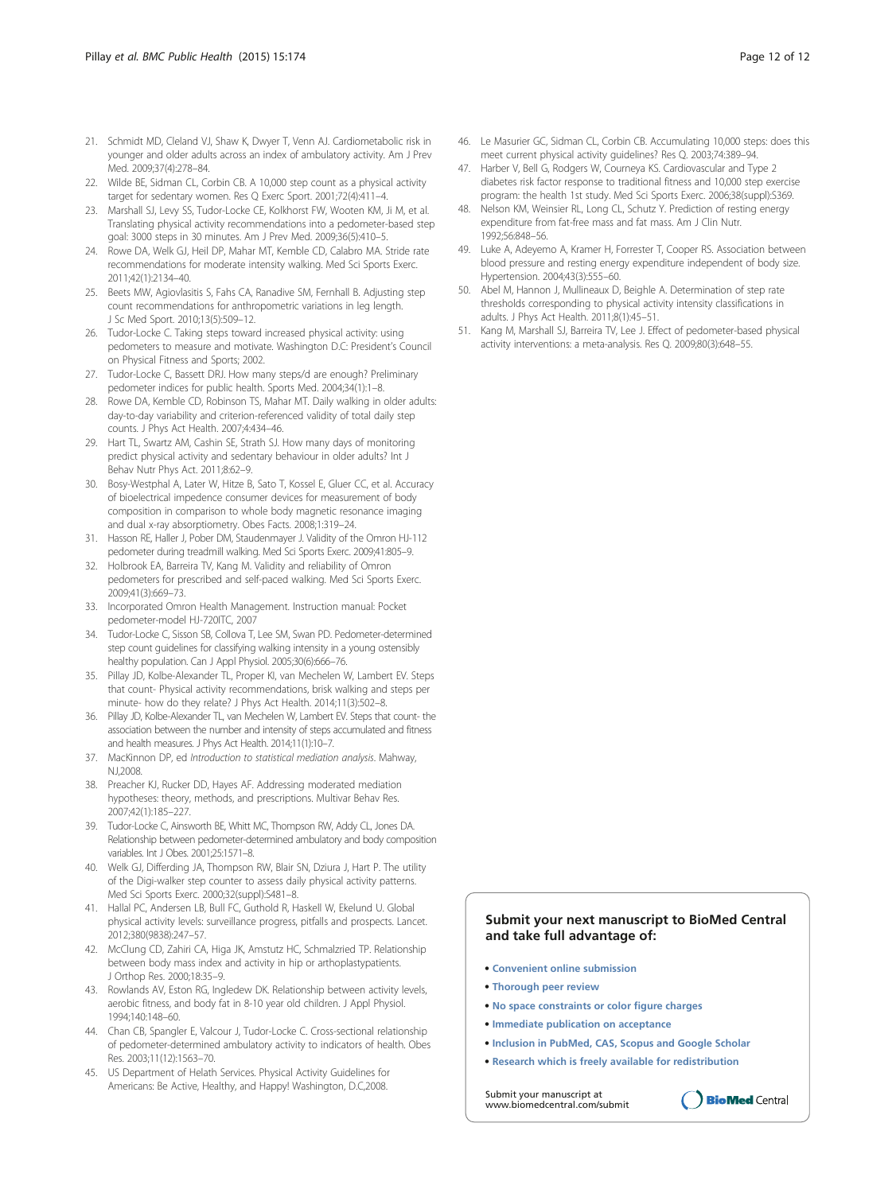21. Schmidt MD, Cleland VJ, Shaw K, Dwyer T, Venn AJ. Cardiometabolic risk in younger and older adults across an index of ambulatory activity. Am J Prev Med. 2009;37(4):278–84.
22. Wilde BE, Sidman CL, Corbin CB. A 10,000 step count as a physical activity target for sedentary women. Res Q Exerc Sport. 2001;72(4):411–4.
23. Marshall SJ, Levy SS, Tudor-Locke CE, Kolkhorst FW, Wooten KM, Ji M, et al. Translating physical activity recommendations into a pedometer-based step goal: 3000 steps in 30 minutes. Am J Prev Med. 2009;36(5):410–5.
24. Rowe DA, Welk GJ, Heil DP, Mahar MT, Kemble CD, Calabro MA. Stride rate recommendations for moderate intensity walking. Med Sci Sports Exerc. 2011;42(1):2134–40.
25. Beets MW, Agiovlasitis S, Fahs CA, Ranadive SM, Fernhall B. Adjusting step count recommendations for anthropometric variations in leg length. J Sc Med Sport. 2010;13(5):509–12.
26. Tudor-Locke C. Taking steps toward increased physical activity: using pedometers to measure and motivate. Washington D.C: President's Council on Physical Fitness and Sports; 2002.
27. Tudor-Locke C, Bassett DRJ. How many steps/d are enough? Preliminary pedometer indices for public health. Sports Med. 2004;34(1):1–8.
28. Rowe DA, Kemble CD, Robinson TS, Mahar MT. Daily walking in older adults: day-to-day variability and criterion-referenced validity of total daily step counts. J Phys Act Health. 2007;4:434–46.
29. Hart TL, Swartz AM, Cashin SE, Strath SJ. How many days of monitoring predict physical activity and sedentary behaviour in older adults? Int J Behav Nutr Phys Act. 2011;8:62–9.
30. Bosy-Westphal A, Later W, Hitze B, Sato T, Kossel E, Gluer CC, et al. Accuracy of bioelectrical impedence consumer devices for measurement of body composition in comparison to whole body magnetic resonance imaging and dual x-ray absorptiometry. Obes Facts. 2008;1:319–24.
31. Hasson RE, Haller J, Pober DM, Staudenmayer J. Validity of the Omron HJ-112 pedometer during treadmill walking. Med Sci Sports Exerc. 2009;41:805–9.
32. Holbrook EA, Barreira TV, Kang M. Validity and reliability of Omron pedometers for prescribed and self-paced walking. Med Sci Sports Exerc. 2009;41(3):669–73.
33. Incorporated Omron Health Management. Instruction manual: Pocket pedometer-model HJ-720ITC, 2007
34. Tudor-Locke C, Sisson SB, Collova T, Lee SM, Swan PD. Pedometer-determined step count guidelines for classifying walking intensity in a young ostensibly healthy population. Can J Appl Physiol. 2005;30(6):666–76.
35. Pillay JD, Kolbe-Alexander TL, Proper KI, van Mechelen W, Lambert EV. Steps that count- Physical activity recommendations, brisk walking and steps per minute- how do they relate? J Phys Act Health. 2014;11(3):502–8.
36. Pillay JD, Kolbe-Alexander TL, van Mechelen W, Lambert EV. Steps that count- the association between the number and intensity of steps accumulated and fitness and health measures. J Phys Act Health. 2014;11(1):10–7.
37. MacKinnon DP, ed *Introduction to statistical mediation analysis*. Mahway, NJ,2008.
38. Preacher KJ, Rucker DD, Hayes AF. Addressing moderated mediation hypotheses: theory, methods, and prescriptions. Multivar Behav Res. 2007;42(1):185–227.
39. Tudor-Locke C, Ainsworth BE, Whitt MC, Thompson RW, Addy CL, Jones DA. Relationship between pedometer-determined ambulatory and body composition variables. Int J Obes. 2001;25:1571–8.
40. Welk GJ, Differding JA, Thompson RW, Blair SN, Dziura J, Hart P. The utility of the Digi-walker step counter to assess daily physical activity patterns. Med Sci Sports Exerc. 2000;32(suppl):S481–8.
41. Hallal PC, Andersen LB, Bull FC, Guthold R, Haskell W, Ekelund U. Global physical activity levels: surveillance progress, pitfalls and prospects. Lancet. 2012;380(9838):247–57.
42. McClung CD, Zahiri CA, Higa JK, Amstutz HC, Schmalzried TP. Relationship between body mass index and activity in hip or arthoplastypatients. J Orthop Res. 2000;18:35–9.
43. Rowlands AV, Eston RG, Ingledew DK. Relationship between activity levels, aerobic fitness, and body fat in 8-10 year old children. J Appl Physiol. 1994;140:148–60.
44. Chan CB, Spangler E, Valcour J, Tudor-Locke C. Cross-sectional relationship of pedometer-determined ambulatory activity to indicators of health. Obes Res. 2003;11(12):1563–70.
45. US Department of Helath Services. Physical Activity Guidelines for Americans: Be Active, Healthy, and Happy! Washington, D.C,2008.
46. Le Masurier GC, Sidman CL, Corbin CB. Accumulating 10,000 steps: does this meet current physical activity guidelines? Res Q. 2003;74:389–94.
47. Harber V, Bell G, Rodgers W, Courneya KS. Cardiovascular and Type 2 diabetes risk factor response to traditional fitness and 10,000 step exercise program: the health 1st study. Med Sci Sports Exerc. 2006;38(suppl):S369.
48. Nelson KM, Weinsier RL, Long CL, Schutz Y. Prediction of resting energy expenditure from fat-free mass and fat mass. Am J Clin Nutr. 1992;56:848–56.
49. Luke A, Adeyemo A, Kramer H, Forrester T, Cooper RS. Association between blood pressure and resting energy expenditure independent of body size. Hypertension. 2004;43(3):555–60.
50. Abel M, Hannon J, Mullineaux D, Beighle A. Determination of step rate thresholds corresponding to physical activity intensity classifications in adults. J Phys Act Health. 2011;8(1):45–51.
51. Kang M, Marshall SJ, Barreira TV, Lee J. Effect of pedometer-based physical activity interventions: a meta-analysis. Res Q. 2009;80(3):648–55.

**Submit your next manuscript to BioMed Central and take full advantage of:**

- Convenient online submission
- Thorough peer review
- No space constraints or color figure charges
- Immediate publication on acceptance
- Inclusion in PubMed, CAS, Scopus and Google Scholar
- Research which is freely available for redistribution

Submit your manuscript at www.biomedcentral.com/submit

BioMed Central